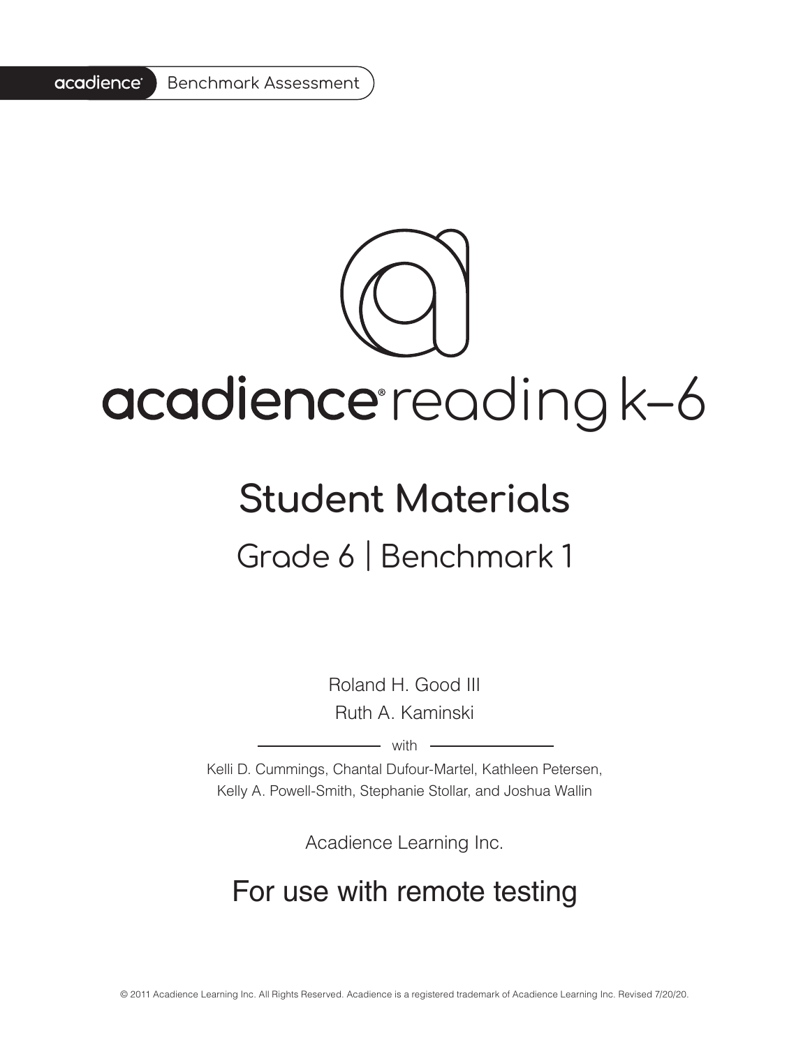acadience® Benchmark Assessment

# acadience® reading k–6

## Student Materials

### Grade 6 | Benchmark 1

Roland H. Good III
Ruth A. Kaminski

with

Kelli D. Cummings, Chantal Dufour-Martel, Kathleen Petersen, Kelly A. Powell-Smith, Stephanie Stollar, and Joshua Wallin

Acadience Learning Inc.

## For use with remote testing

© 2011 Acadience Learning Inc. All Rights Reserved. Acadience is a registered trademark of Acadience Learning Inc. Revised 7/20/20.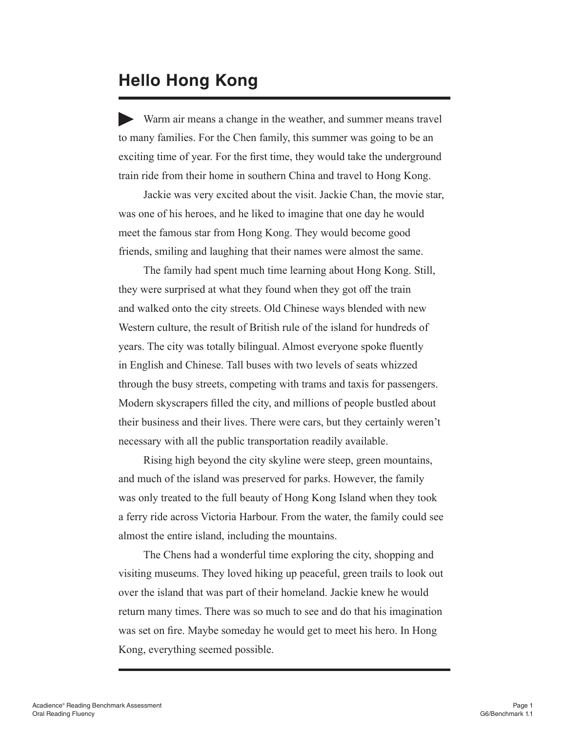# Hello Hong Kong

Warm air means a change in the weather, and summer means travel to many families. For the Chen family, this summer was going to be an exciting time of year. For the first time, they would take the underground train ride from their home in southern China and travel to Hong Kong.

Jackie was very excited about the visit. Jackie Chan, the movie star, was one of his heroes, and he liked to imagine that one day he would meet the famous star from Hong Kong. They would become good friends, smiling and laughing that their names were almost the same.

The family had spent much time learning about Hong Kong. Still, they were surprised at what they found when they got off the train and walked onto the city streets. Old Chinese ways blended with new Western culture, the result of British rule of the island for hundreds of years. The city was totally bilingual. Almost everyone spoke fluently in English and Chinese. Tall buses with two levels of seats whizzed through the busy streets, competing with trams and taxis for passengers. Modern skyscrapers filled the city, and millions of people bustled about their business and their lives. There were cars, but they certainly weren't necessary with all the public transportation readily available.

Rising high beyond the city skyline were steep, green mountains, and much of the island was preserved for parks. However, the family was only treated to the full beauty of Hong Kong Island when they took a ferry ride across Victoria Harbour. From the water, the family could see almost the entire island, including the mountains.

The Chens had a wonderful time exploring the city, shopping and visiting museums. They loved hiking up peaceful, green trails to look out over the island that was part of their homeland. Jackie knew he would return many times. There was so much to see and do that his imagination was set on fire. Maybe someday he would get to meet his hero. In Hong Kong, everything seemed possible.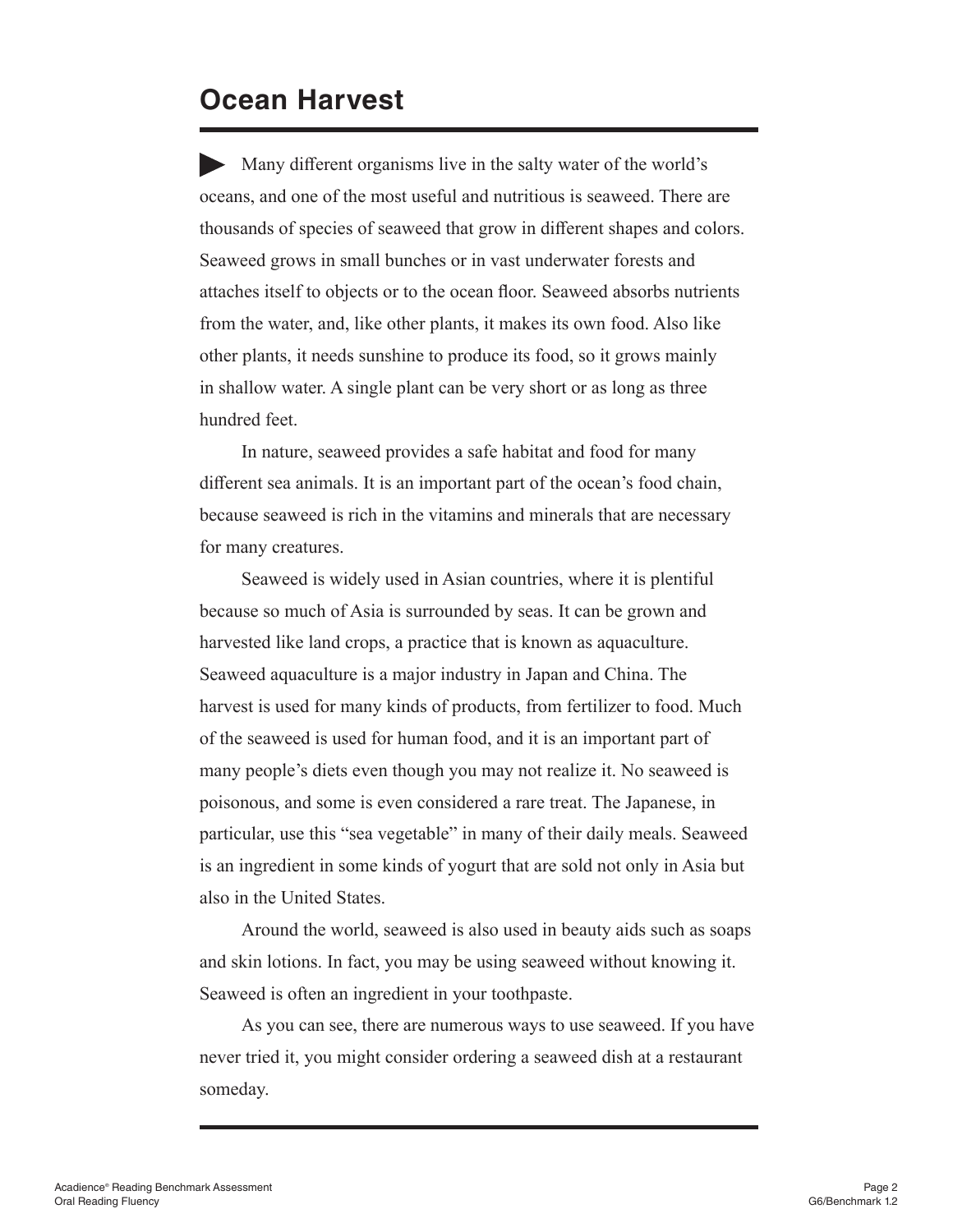# Ocean Harvest

▶ Many different organisms live in the salty water of the world's oceans, and one of the most useful and nutritious is seaweed. There are thousands of species of seaweed that grow in different shapes and colors. Seaweed grows in small bunches or in vast underwater forests and attaches itself to objects or to the ocean floor. Seaweed absorbs nutrients from the water, and, like other plants, it makes its own food. Also like other plants, it needs sunshine to produce its food, so it grows mainly in shallow water. A single plant can be very short or as long as three hundred feet.

In nature, seaweed provides a safe habitat and food for many different sea animals. It is an important part of the ocean's food chain, because seaweed is rich in the vitamins and minerals that are necessary for many creatures.

Seaweed is widely used in Asian countries, where it is plentiful because so much of Asia is surrounded by seas. It can be grown and harvested like land crops, a practice that is known as aquaculture. Seaweed aquaculture is a major industry in Japan and China. The harvest is used for many kinds of products, from fertilizer to food. Much of the seaweed is used for human food, and it is an important part of many people's diets even though you may not realize it. No seaweed is poisonous, and some is even considered a rare treat. The Japanese, in particular, use this "sea vegetable" in many of their daily meals. Seaweed is an ingredient in some kinds of yogurt that are sold not only in Asia but also in the United States.

Around the world, seaweed is also used in beauty aids such as soaps and skin lotions. In fact, you may be using seaweed without knowing it. Seaweed is often an ingredient in your toothpaste.

As you can see, there are numerous ways to use seaweed. If you have never tried it, you might consider ordering a seaweed dish at a restaurant someday.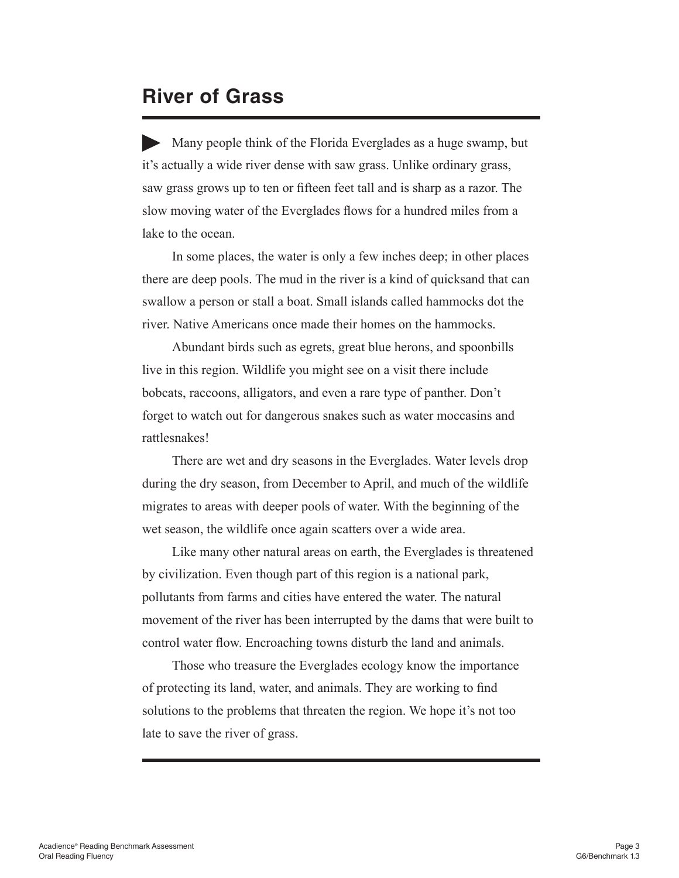# River of Grass

Many people think of the Florida Everglades as a huge swamp, but it's actually a wide river dense with saw grass. Unlike ordinary grass, saw grass grows up to ten or fifteen feet tall and is sharp as a razor. The slow moving water of the Everglades flows for a hundred miles from a lake to the ocean.

In some places, the water is only a few inches deep; in other places there are deep pools. The mud in the river is a kind of quicksand that can swallow a person or stall a boat. Small islands called hammocks dot the river. Native Americans once made their homes on the hammocks.

Abundant birds such as egrets, great blue herons, and spoonbills live in this region. Wildlife you might see on a visit there include bobcats, raccoons, alligators, and even a rare type of panther. Don't forget to watch out for dangerous snakes such as water moccasins and rattlesnakes!

There are wet and dry seasons in the Everglades. Water levels drop during the dry season, from December to April, and much of the wildlife migrates to areas with deeper pools of water. With the beginning of the wet season, the wildlife once again scatters over a wide area.

Like many other natural areas on earth, the Everglades is threatened by civilization. Even though part of this region is a national park, pollutants from farms and cities have entered the water. The natural movement of the river has been interrupted by the dams that were built to control water flow. Encroaching towns disturb the land and animals.

Those who treasure the Everglades ecology know the importance of protecting its land, water, and animals. They are working to find solutions to the problems that threaten the region. We hope it's not too late to save the river of grass.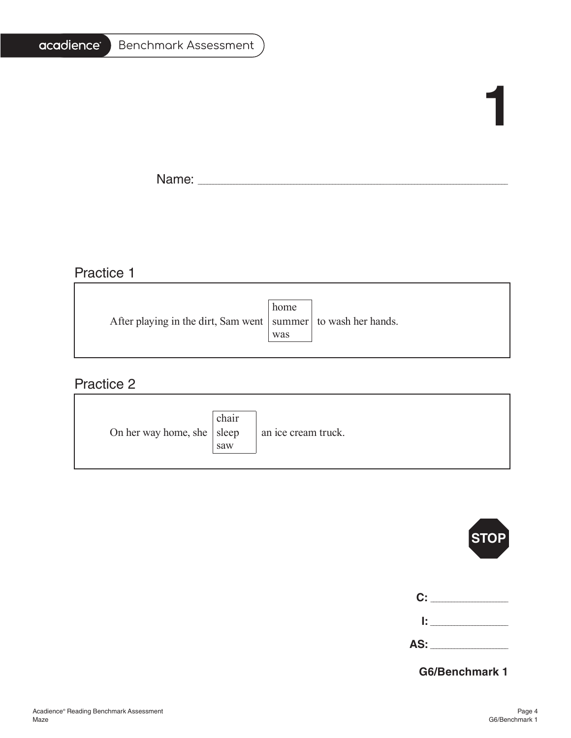# 1

Name: ______________________________________________

## Practice 1

After playing in the dirt, Sam went [home / summer / was] to wash her hands.

## Practice 2

On her way home, she [chair / sleep / saw] an ice cream truck.

STOP

C: ____________

I: ____________

AS: ____________

**G6/Benchmark 1**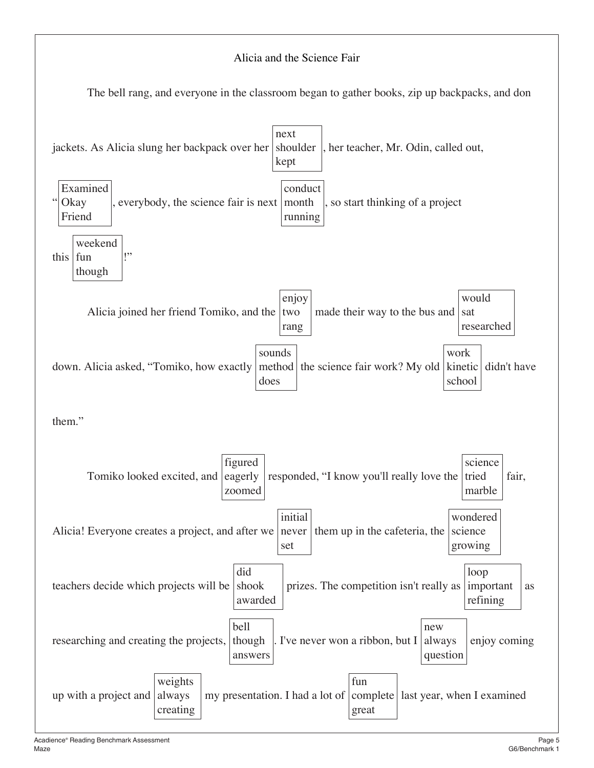Alicia and the Science Fair

The bell rang, and everyone in the classroom began to gather books, zip up backpacks, and don jackets. As Alicia slung her backpack over her [next / shoulder / kept], her teacher, Mr. Odin, called out, "[Examined / Okay / Friend], everybody, the science fair is next [conduct / month / running], so start thinking of a project this [weekend / fun / though]!"

Alicia joined her friend Tomiko, and the [enjoy / two / rang] made their way to the bus and [would / sat / researched] down. Alicia asked, "Tomiko, how exactly [sounds / method / does] the science fair work? My old [work / kinetic / school] didn't have them."

Tomiko looked excited, and [figured / eagerly / zoomed] responded, "I know you'll really love the [science / tried / marble] fair, Alicia! Everyone creates a project, and after we [initial / never / set] them up in the cafeteria, the [wondered / science / growing] teachers decide which projects will be [did / shook / awarded] prizes. The competition isn't really as [loop / important / refining] as researching and creating the projects, [bell / though / answers]. I've never won a ribbon, but I [new / always / question] enjoy coming up with a project and [weights / always / creating] my presentation. I had a lot of [fun / complete / great] last year, when I examined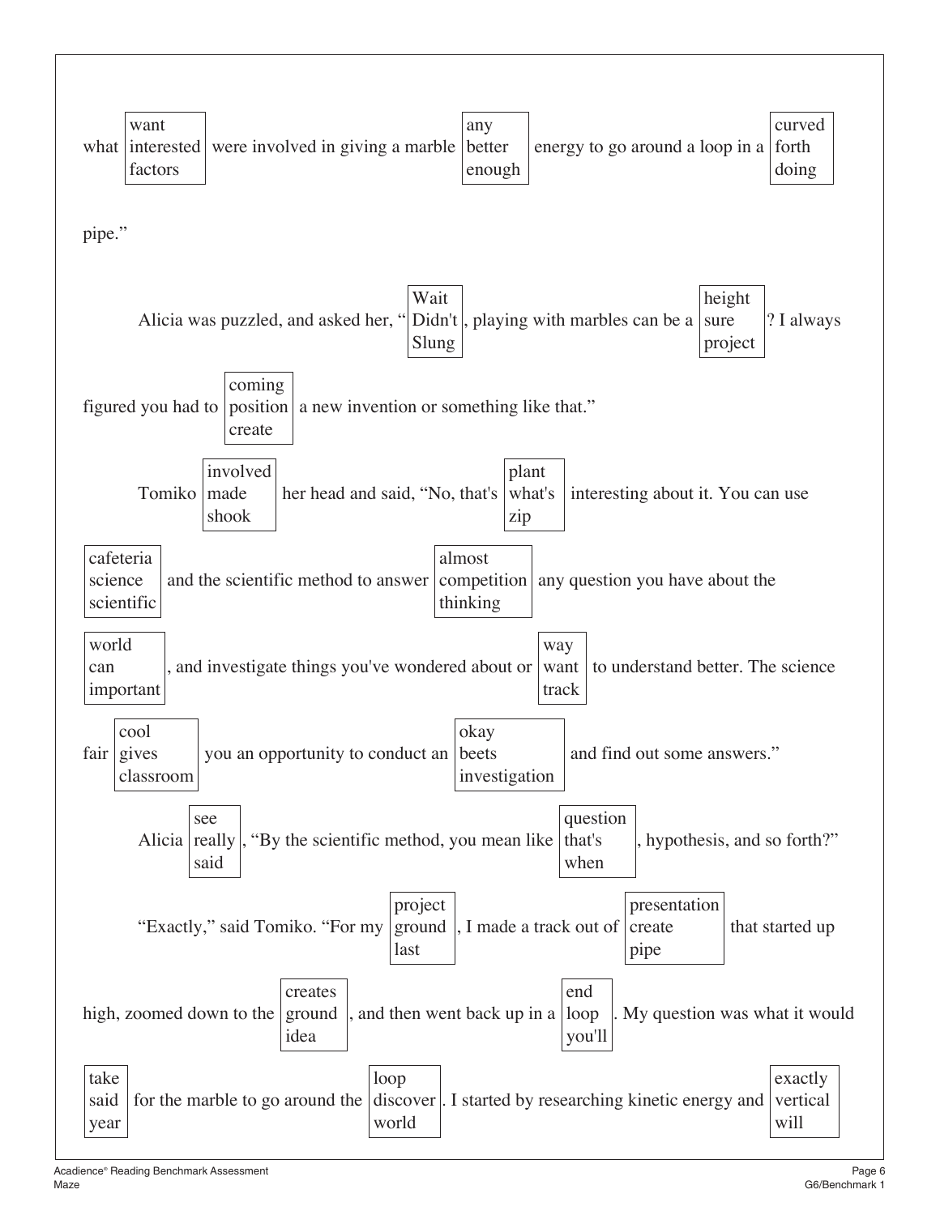what [want / interested / factors] were involved in giving a marble [any / better / enough] energy to go around a loop in a [curved / forth / doing] pipe."

Alicia was puzzled, and asked her, "[Wait / Didn't / Slung], playing with marbles can be a [height / sure / project]? I always figured you had to [coming / position / create] a new invention or something like that."

Tomiko [involved / made / shook] her head and said, "No, that's [plant / what's / zip] interesting about it. You can use [cafeteria / science / scientific] and the scientific method to answer [almost / competition / thinking] any question you have about the [world / can / important], and investigate things you've wondered about or [way / want / track] to understand better. The science fair [cool / gives / classroom] you an opportunity to conduct an [okay / beets / investigation] and find out some answers."

Alicia [see / really / said], "By the scientific method, you mean like [question / that's / when], hypothesis, and so forth?"

"Exactly," said Tomiko. "For my [project / ground / last], I made a track out of [presentation / create / pipe] that started up high, zoomed down to the [creates / ground / idea], and then went back up in a [end / loop / you'll]. My question was what it would [take / said / year] for the marble to go around the [loop / discover / world]. I started by researching kinetic energy and [exactly / vertical / will]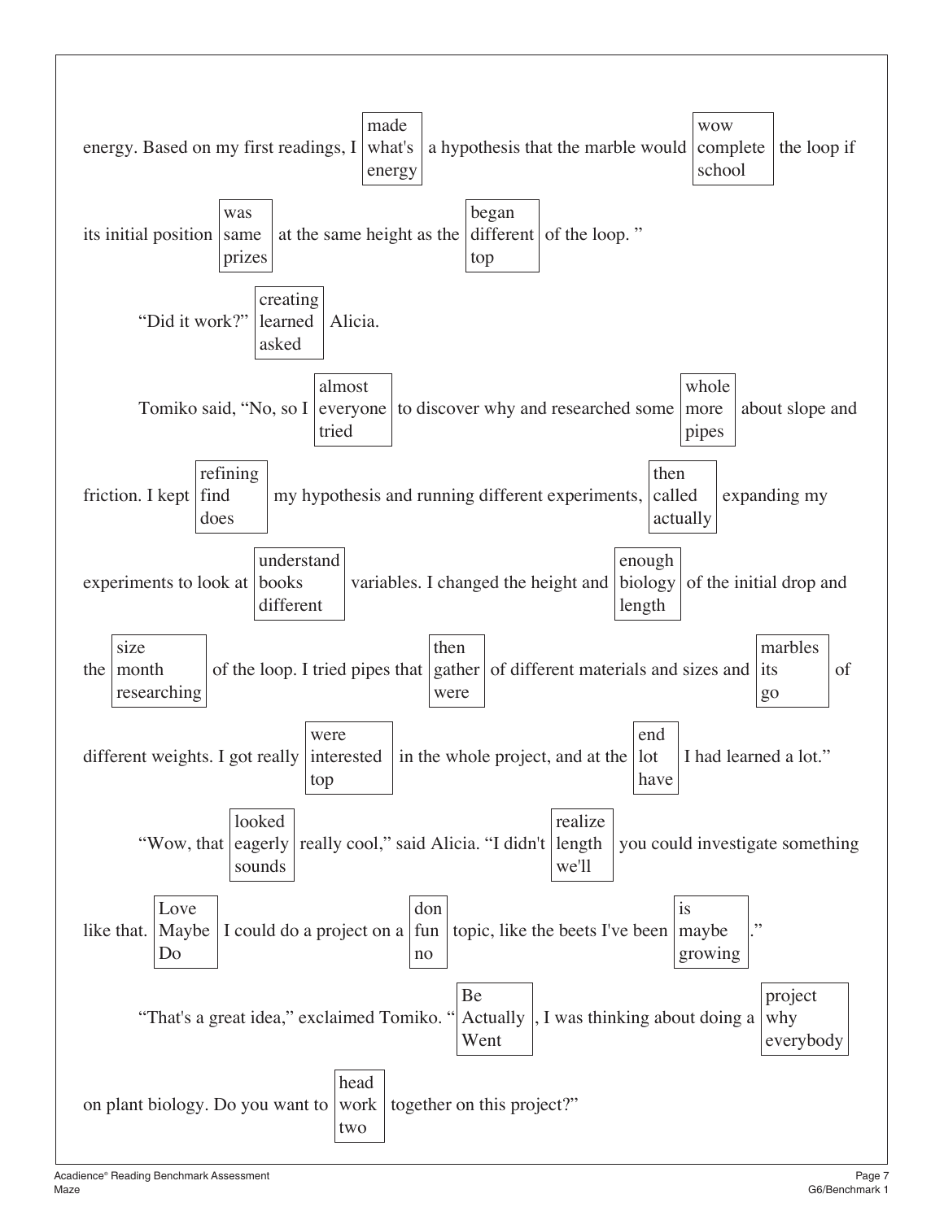energy. Based on my first readings, I [made / what's / energy] a hypothesis that the marble would [wow / complete / school] the loop if its initial position [was / same / prizes] at the same height as the [began / different / top] of the loop. "

"Did it work?" [creating / learned / asked] Alicia.

Tomiko said, "No, so I [almost / everyone / tried] to discover why and researched some [whole / more / pipes] about slope and friction. I kept [refining / find / does] my hypothesis and running different experiments, [then / called / actually] expanding my experiments to look at [understand / books / different] variables. I changed the height and [enough / biology / length] of the initial drop and the [size / month / researching] of the loop. I tried pipes that [then / gather / were] of different materials and sizes and [marbles / its / go] of different weights. I got really [were / interested / top] in the whole project, and at the [end / lot / have] I had learned a lot."

"Wow, that [looked / eagerly / sounds] really cool," said Alicia. "I didn't [realize / length / we'll] you could investigate something like that. [Love / Maybe / Do] I could do a project on a [don / fun / no] topic, like the beets I've been [is / maybe / growing]."

"That's a great idea," exclaimed Tomiko. "[Be / Actually / Went], I was thinking about doing a [project / why / everybody] on plant biology. Do you want to [head / work / two] together on this project?"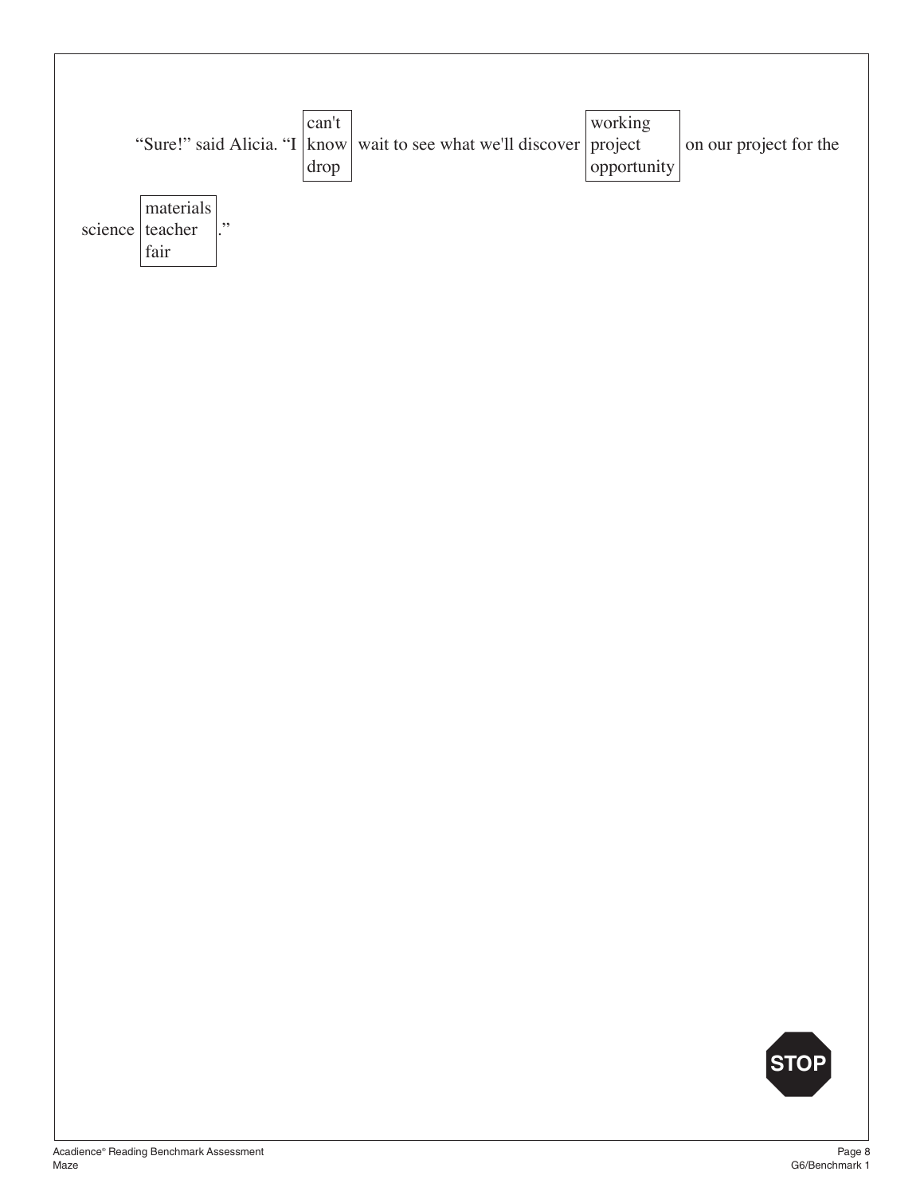"Sure!" said Alicia. "I [can't / know / drop] wait to see what we'll discover [working / project / opportunity] on our project for the science [materials / teacher / fair]."

STOP